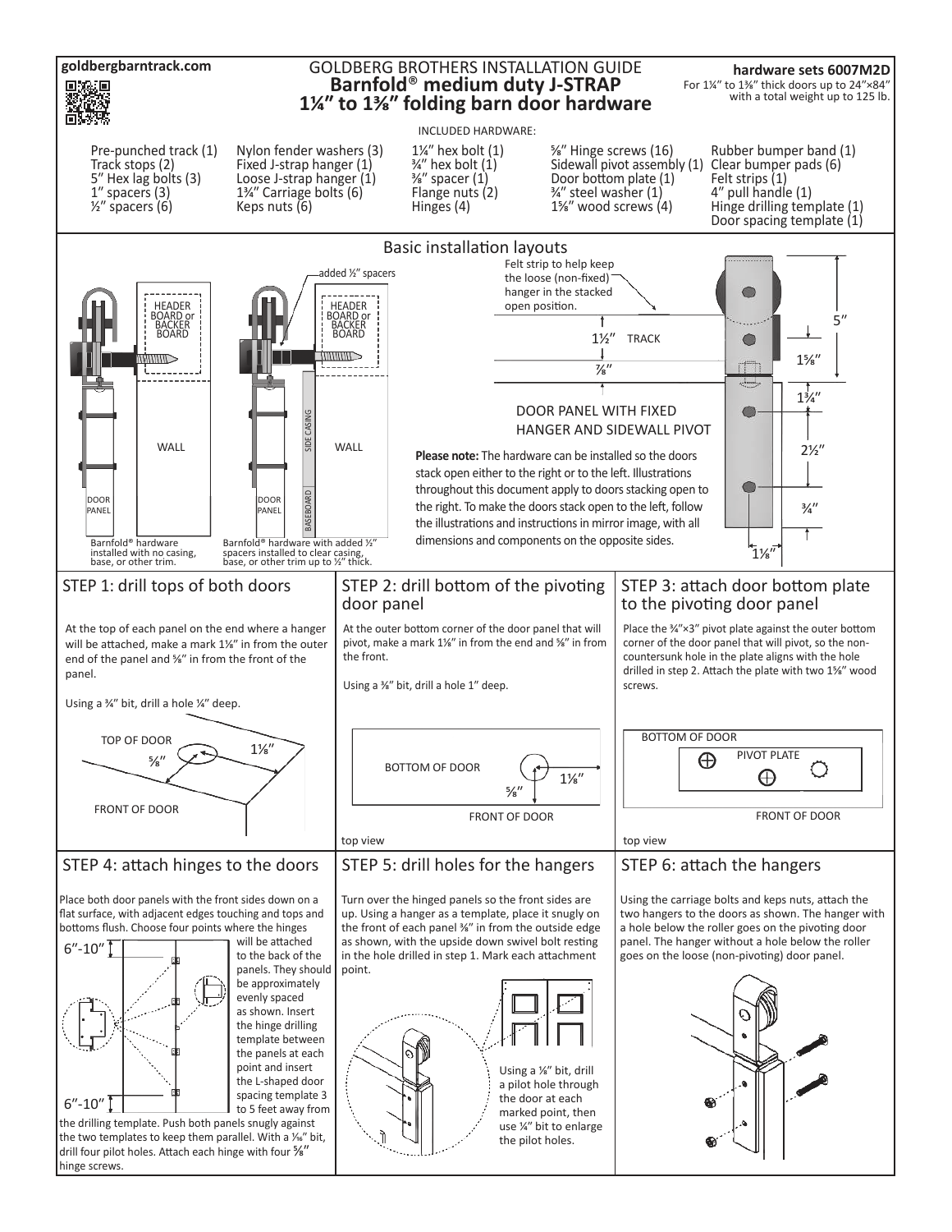goldbergbarntrack.com

# GOLDBERG BROTHERS INSTALLATION GUIDE
# Barnfold® medium duty J-STRAP
# 1¼″ to 1⅜″ folding barn door hardware

**hardware sets 6007M2D**
For 1¼″ to 1⅜″ thick doors up to 24″×84″ with a total weight up to 125 lb.

INCLUDED HARDWARE:

- Pre-punched track (1)
- Track stops (2)
- 5″ Hex lag bolts (3)
- 1″ spacers (3)
- ½″ spacers (6)
- Nylon fender washers (3)
- Fixed J-strap hanger (1)
- Loose J-strap hanger (1)
- 1¾″ Carriage bolts (6)
- Keps nuts (6)
- 1¼″ hex bolt (1)
- ¾″ hex bolt (1)
- ⅜″ spacer (1)
- Flange nuts (2)
- Hinges (4)
- ⅝″ Hinge screws (16)
- Sidewall pivot assembly (1)
- Door bottom plate (1)
- ¾″ steel washer (1)
- 1⅝″ wood screws (4)
- Rubber bumper band (1)
- Clear bumper pads (6)
- Felt strips (1)
- 4″ pull handle (1)
- Hinge drilling template (1)
- Door spacing template (1)

## Basic installation layouts

HEADER BOARD or BACKER BOARD — WALL — DOOR PANEL

Barnfold® hardware installed with no casing, base, or other trim.

added ½″ spacers — HEADER BOARD or BACKER BOARD — SIDE CASING — WALL — BASEBOARD — DOOR PANEL

Barnfold® hardware with added ½″ spacers installed to clear casing, base, or other trim up to ½″ thick.

Felt strip to help keep the loose (non-fixed) hanger in the stacked open position.

1½″ TRACK — ⅞″ — 5″ — 1⅝″ — 1¾″ — 2½″ — ¾″ — 1⅛″

DOOR PANEL WITH FIXED HANGER AND SIDEWALL PIVOT

**Please note:** The hardware can be installed so the doors stack open either to the right or to the left. Illustrations throughout this document apply to doors stacking open to the right. To make the doors stack open to the left, follow the illustrations and instructions in mirror image, with all dimensions and components on the opposite sides.

## STEP 1: drill tops of both doors

At the top of each panel on the end where a hanger will be attached, make a mark 1⅛″ in from the outer end of the panel and ⅝″ in from the front of the panel.

Using a ¾″ bit, drill a hole ¼″ deep.

TOP OF DOOR — ⅝″ — 1⅛″ — FRONT OF DOOR

## STEP 2: drill bottom of the pivoting door panel

At the outer bottom corner of the door panel that will pivot, make a mark 1⅛″ in from the end and ⅝″ in from the front.

Using a ⅜″ bit, drill a hole 1″ deep.

BOTTOM OF DOOR — ⅝″ — 1⅛″ — FRONT OF DOOR

top view

## STEP 3: attach door bottom plate to the pivoting door panel

Place the ¾″×3″ pivot plate against the outer bottom corner of the door panel that will pivot, so the non-countersunk hole in the plate aligns with the hole drilled in step 2. Attach the plate with two 1⅝″ wood screws.

BOTTOM OF DOOR — PIVOT PLATE — FRONT OF DOOR

top view

## STEP 4: attach hinges to the doors

Place both door panels with the front sides down on a flat surface, with adjacent edges touching and tops and bottoms flush. Choose four points where the hinges will be attached to the back of the panels. They should be approximately evenly spaced as shown. Insert the hinge drilling template between the panels at each point and insert the L-shaped door spacing template 3 to 5 feet away from the drilling template. Push both panels snugly against the two templates to keep them parallel. With a ¹⁄₁₆″ bit, drill four pilot holes. Attach each hinge with four ⅝″ hinge screws.

6″-10″ — 6″-10″

## STEP 5: drill holes for the hangers

Turn over the hinged panels so the front sides are up. Using a hanger as a template, place it snugly on the front of each panel ⅜″ in from the outside edge as shown, with the upside down swivel bolt resting in the hole drilled in step 1. Mark each attachment point.

Using a ⅛″ bit, drill a pilot hole through the door at each marked point, then use ¼″ bit to enlarge the pilot holes.

## STEP 6: attach the hangers

Using the carriage bolts and keps nuts, attach the two hangers to the doors as shown. The hanger with a hole below the roller goes on the pivoting door panel. The hanger without a hole below the roller goes on the loose (non-pivoting) door panel.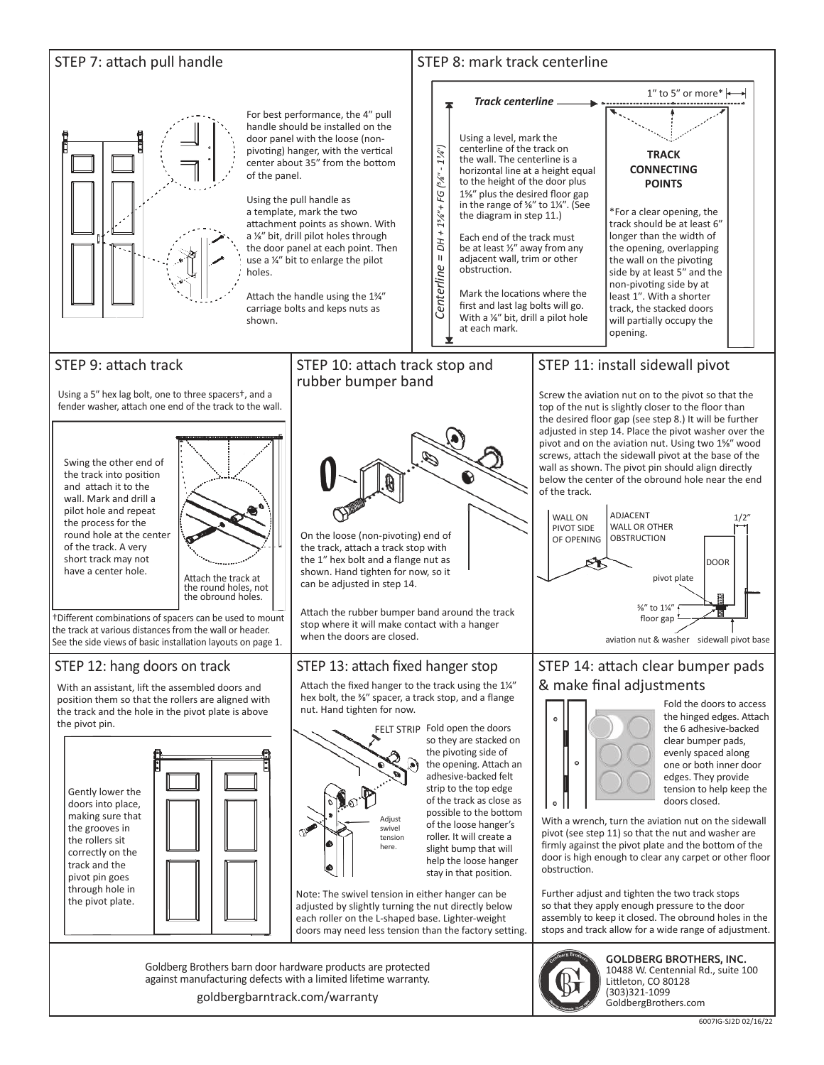## STEP 7: attach pull handle

For best performance, the 4″ pull handle should be installed on the door panel with the loose (non-pivoting) hanger, with the vertical center about 35″ from the bottom of the panel.

Using the pull handle as a template, mark the two attachment points as shown. With a ⅛″ bit, drill pilot holes through the door panel at each point. Then use a ¼″ bit to enlarge the pilot holes.

Attach the handle using the 1¾″ carriage bolts and keps nuts as shown.

## STEP 8: mark track centerline

*Track centerline*

1″ to 5″ or more*

*Centerline = DH + 1⅝″ + FG (⅝″ - 1¼″)*

Using a level, mark the centerline of the track on the wall. The centerline is a horizontal line at a height equal to the height of the door plus 1⅝″ plus the desired floor gap in the range of ⅝″ to 1¼″. (See the diagram in step 11.)

Each end of the track must be at least ½″ away from any adjacent wall, trim or other obstruction.

Mark the locations where the first and last lag bolts will go. With a ⅛″ bit, drill a pilot hole at each mark.

**TRACK CONNECTING POINTS**

*For a clear opening, the track should be at least 6″ longer than the width of the opening, overlapping the wall on the pivoting side by at least 5″ and the non-pivoting side by at least 1″. With a shorter track, the stacked doors will partially occupy the opening.

## STEP 9: attach track

Using a 5″ hex lag bolt, one to three spacers†, and a fender washer, attach one end of the track to the wall.

Swing the other end of the track into position and attach it to the wall. Mark and drill a pilot hole and repeat the process for the round hole at the center of the track. A very short track may not have a center hole.

Attach the track at the round holes, not the obround holes.

†Different combinations of spacers can be used to mount the track at various distances from the wall or header. See the side views of basic installation layouts on page 1.

## STEP 10: attach track stop and rubber bumper band

On the loose (non-pivoting) end of the track, attach a track stop with the 1″ hex bolt and a flange nut as shown. Hand tighten for now, so it can be adjusted in step 14.

Attach the rubber bumper band around the track stop where it will make contact with a hanger when the doors are closed.

## STEP 11: install sidewall pivot

Screw the aviation nut on to the pivot so that the top of the nut is slightly closer to the floor than the desired floor gap (see step 8.) It will be further adjusted in step 14. Place the pivot washer over the pivot and on the aviation nut. Using two 1⅝″ wood screws, attach the sidewall pivot at the base of the wall as shown. The pivot pin should align directly below the center of the obround hole near the end of the track.

WALL ON PIVOT SIDE OF OPENING

ADJACENT WALL OR OTHER OBSTRUCTION

1/2″

DOOR

pivot plate

⅝″ to 1¼″ floor gap

aviation nut & washer

sidewall pivot base

## STEP 12: hang doors on track

With an assistant, lift the assembled doors and position them so that the rollers are aligned with the track and the hole in the pivot plate is above the pivot pin.

Gently lower the doors into place, making sure that the grooves in the rollers sit correctly on the track and the pivot pin goes through hole in the pivot plate.

## STEP 13: attach fixed hanger stop

Attach the fixed hanger to the track using the 1¼″ hex bolt, the ⅜″ spacer, a track stop, and a flange nut. Hand tighten for now.

FELT STRIP

Fold open the doors so they are stacked on the pivoting side of the opening. Attach an adhesive-backed felt strip to the top edge of the track as close as possible to the bottom of the loose hanger's roller. It will create a slight bump that will help the loose hanger stay in that position.

Adjust swivel tension here.

Note: The swivel tension in either hanger can be adjusted by slightly turning the nut directly below each roller on the L-shaped base. Lighter-weight doors may need less tension than the factory setting.

## STEP 14: attach clear bumper pads & make final adjustments

Fold the doors to access the hinged edges. Attach the 6 adhesive-backed clear bumper pads, evenly spaced along one or both inner door edges. They provide tension to help keep the doors closed.

With a wrench, turn the aviation nut on the sidewall pivot (see step 11) so that the nut and washer are firmly against the pivot plate and the bottom of the door is high enough to clear any carpet or other floor obstruction.

Further adjust and tighten the two track stops so that they apply enough pressure to the door assembly to keep it closed. The obround holes in the stops and track allow for a wide range of adjustment.

Goldberg Brothers barn door hardware products are protected against manufacturing defects with a limited lifetime warranty.

goldbergbarntrack.com/warranty

**GOLDBERG BROTHERS, INC.**
10488 W. Centennial Rd., suite 100
Littleton, CO 80128
(303)321-1099
GoldbergBrothers.com

6007IG-SJ2D 02/16/22